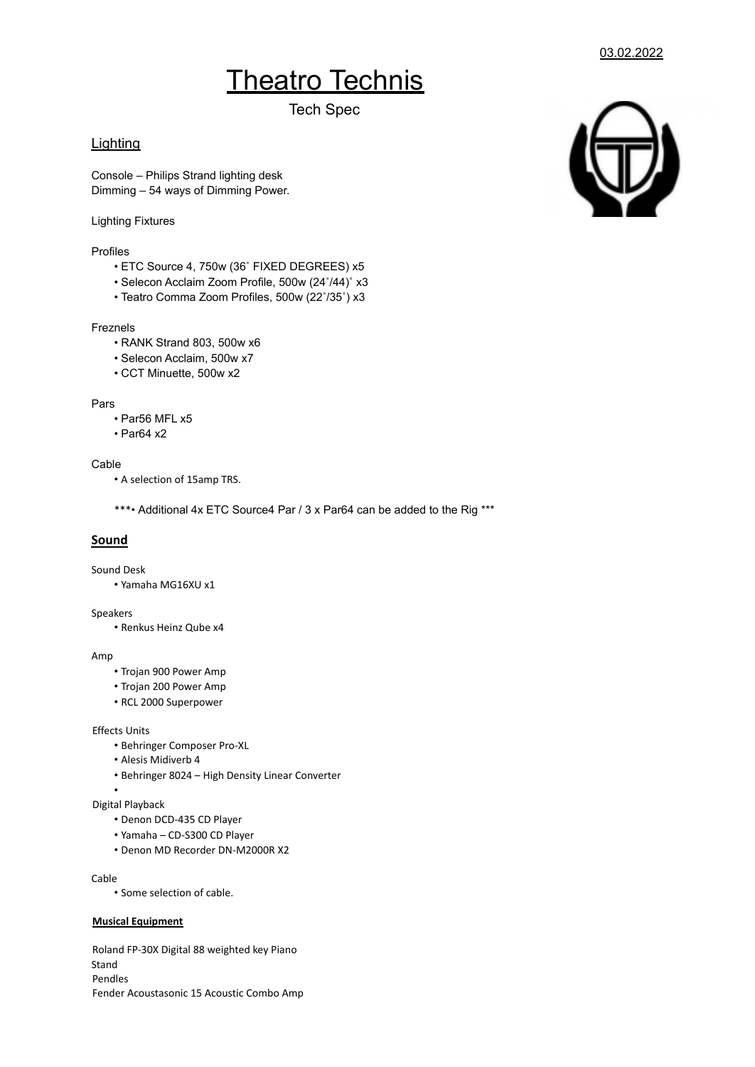03.02.2022

# Theatro Technis

Tech Spec

## Lighting

Console – Philips Strand lighting desk
Dimming – 54 ways of Dimming Power.

Lighting Fixtures

Profiles

- ETC Source 4, 750w (36˚ FIXED DEGREES) x5
- Selecon Acclaim Zoom Profile, 500w (24˚/44)˚ x3
- Teatro Comma Zoom Profiles, 500w (22˚/35˚) x3

Freznels

- RANK Strand 803, 500w x6
- Selecon Acclaim, 500w x7
- CCT Minuette, 500w x2

Pars

- Par56 MFL x5
- Par64 x2

Cable

- A selection of 15amp TRS.

***• Additional 4x ETC Source4 Par / 3 x Par64 can be added to the Rig ***

## **Sound**

Sound Desk

- Yamaha MG16XU x1

Speakers

- Renkus Heinz Qube x4

Amp

- Trojan 900 Power Amp
- Trojan 200 Power Amp
- RCL 2000 Superpower

Effects Units

- Behringer Composer Pro-XL
- Alesis Midiverb 4
- Behringer 8024 – High Density Linear Converter
- 

Digital Playback

- Denon DCD-435 CD Player
- Yamaha – CD-S300 CD Player
- Denon MD Recorder DN-M2000R X2

Cable

- Some selection of cable.

#### **Musical Equipment**

Roland FP-30X Digital 88 weighted key Piano
Stand
Pendles
Fender Acoustasonic 15 Acoustic Combo Amp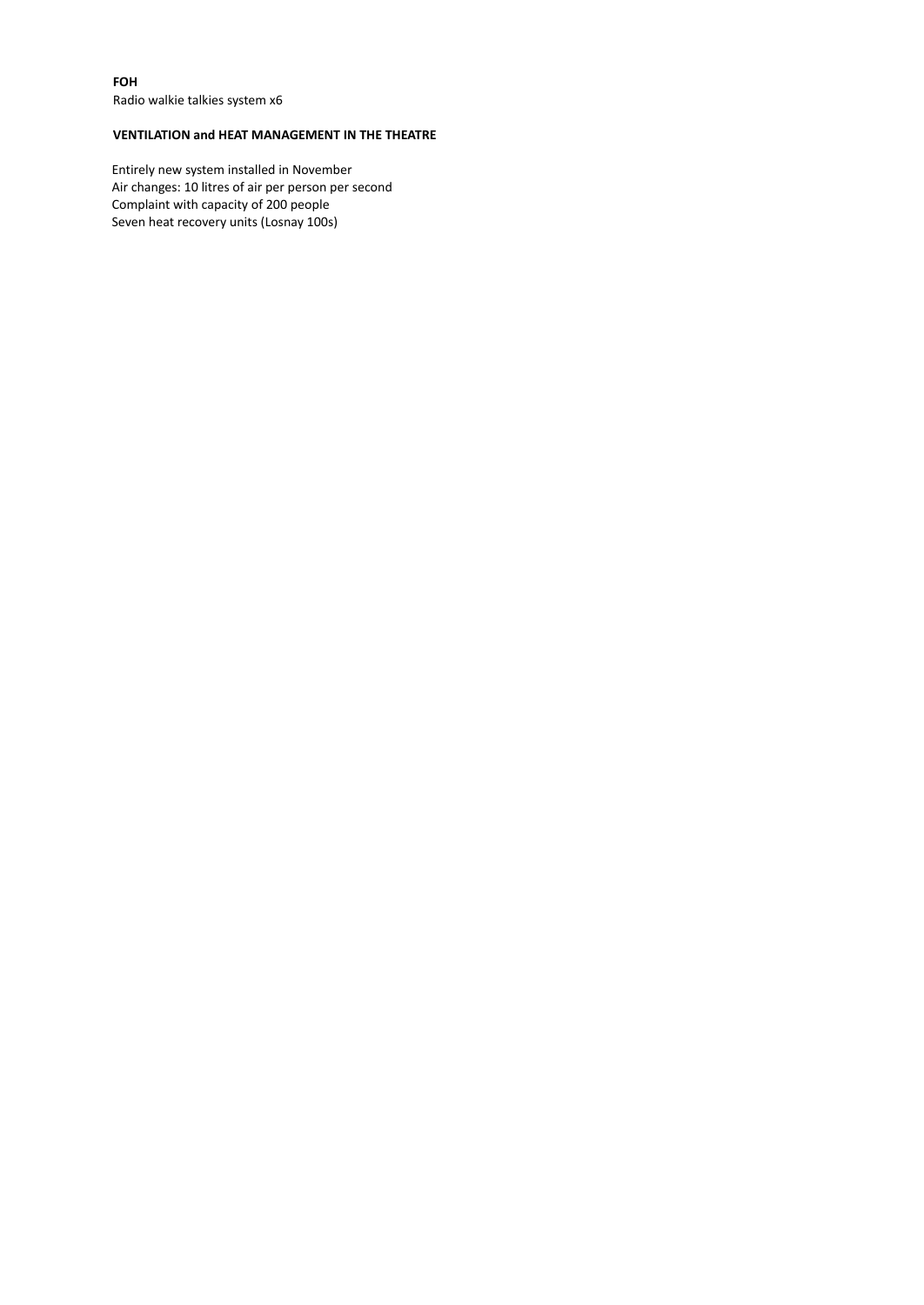**FOH**

Radio walkie talkies system x6

**VENTILATION and HEAT MANAGEMENT IN THE THEATRE**

Entirely new system installed in November
Air changes: 10 litres of air per person per second
Complaint with capacity of 200 people
Seven heat recovery units (Losnay 100s)